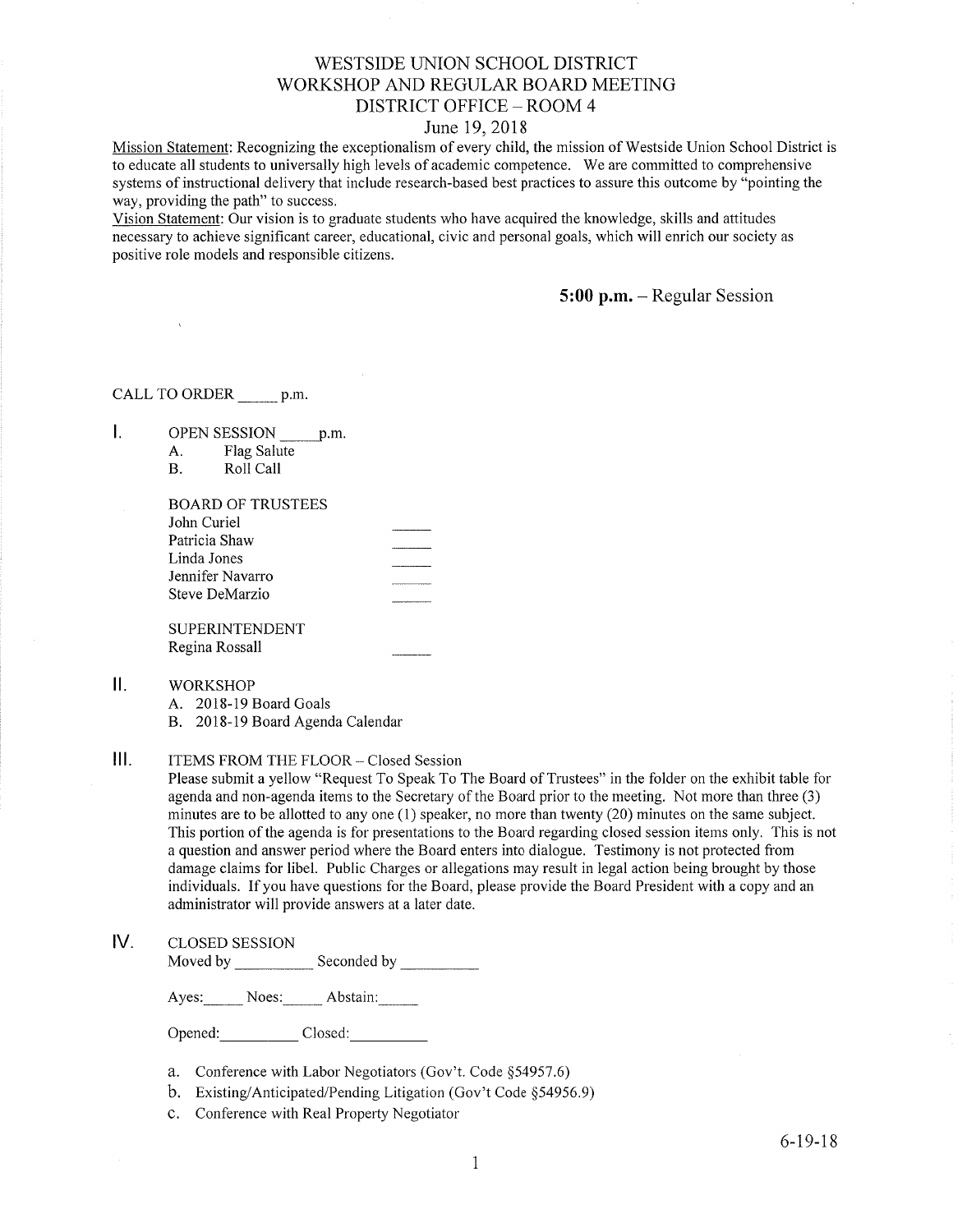# WESTSIDE UNION SCHOOL DISTRICT
## WORKSHOP AND REGULAR BOARD MEETING
## DISTRICT OFFICE – ROOM 4
### June 19, 2018

Mission Statement: Recognizing the exceptionalism of every child, the mission of Westside Union School District is to educate all students to universally high levels of academic competence. We are committed to comprehensive systems of instructional delivery that include research-based best practices to assure this outcome by "pointing the way, providing the path" to success.

Vision Statement: Our vision is to graduate students who have acquired the knowledge, skills and attitudes necessary to achieve significant career, educational, civic and personal goals, which will enrich our society as positive role models and responsible citizens.

**5:00 p.m.** – Regular Session

CALL TO ORDER _____ p.m.

I. OPEN SESSION _____ p.m.
   A. Flag Salute
   B. Roll Call

   BOARD OF TRUSTEES

   | | |
   |---|---|
   | John Curiel | _____ |
   | Patricia Shaw | _____ |
   | Linda Jones | _____ |
   | Jennifer Navarro | _____ |
   | Steve DeMarzio | _____ |

   SUPERINTENDENT

   | | |
   |---|---|
   | Regina Rossall | _____ |

II. WORKSHOP
   A. 2018-19 Board Goals
   B. 2018-19 Board Agenda Calendar

III. ITEMS FROM THE FLOOR – Closed Session

   Please submit a yellow "Request To Speak To The Board of Trustees" in the folder on the exhibit table for agenda and non-agenda items to the Secretary of the Board prior to the meeting. Not more than three (3) minutes are to be allotted to any one (1) speaker, no more than twenty (20) minutes on the same subject. This portion of the agenda is for presentations to the Board regarding closed session items only. This is not a question and answer period where the Board enters into dialogue. Testimony is not protected from damage claims for libel. Public Charges or allegations may result in legal action being brought by those individuals. If you have questions for the Board, please provide the Board President with a copy and an administrator will provide answers at a later date.

IV. CLOSED SESSION

   Moved by __________ Seconded by __________

   Ayes: _____ Noes: _____ Abstain: _____

   Opened: __________ Closed: __________

   a. Conference with Labor Negotiators (Gov't. Code §54957.6)
   b. Existing/Anticipated/Pending Litigation (Gov't Code §54956.9)
   c. Conference with Real Property Negotiator

6-19-18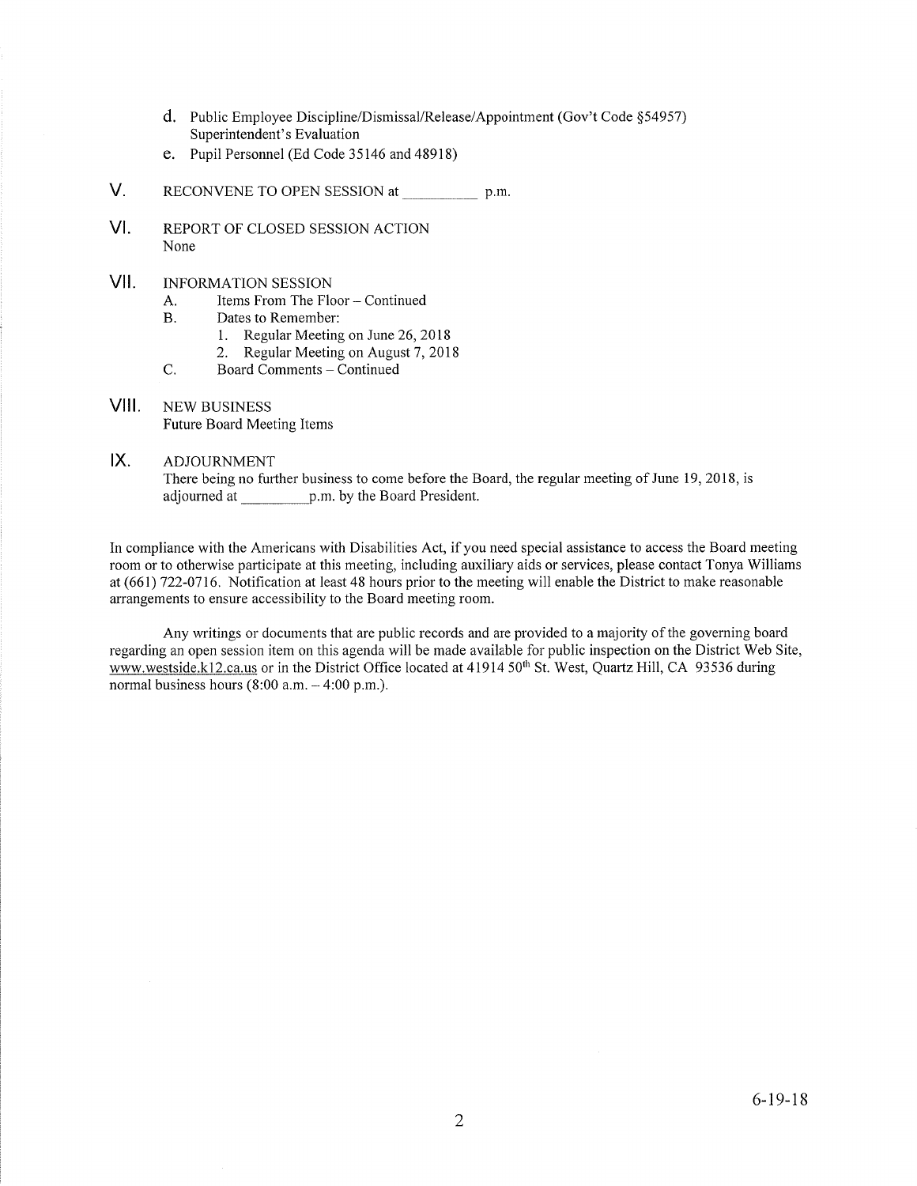d. Public Employee Discipline/Dismissal/Release/Appointment (Gov't Code §54957) Superintendent's Evaluation

e. Pupil Personnel (Ed Code 35146 and 48918)

V. RECONVENE TO OPEN SESSION at __________ p.m.

VI. REPORT OF CLOSED SESSION ACTION
None

VII. INFORMATION SESSION

A. Items From The Floor – Continued

B. Dates to Remember:

1. Regular Meeting on June 26, 2018
2. Regular Meeting on August 7, 2018

C. Board Comments – Continued

VIII. NEW BUSINESS
Future Board Meeting Items

IX. ADJOURNMENT
There being no further business to come before the Board, the regular meeting of June 19, 2018, is adjourned at _________p.m. by the Board President.

In compliance with the Americans with Disabilities Act, if you need special assistance to access the Board meeting room or to otherwise participate at this meeting, including auxiliary aids or services, please contact Tonya Williams at (661) 722-0716. Notification at least 48 hours prior to the meeting will enable the District to make reasonable arrangements to ensure accessibility to the Board meeting room.

Any writings or documents that are public records and are provided to a majority of the governing board regarding an open session item on this agenda will be made available for public inspection on the District Web Site, www.westside.k12.ca.us or in the District Office located at 41914 50th St. West, Quartz Hill, CA 93536 during normal business hours (8:00 a.m. – 4:00 p.m.).

6-19-18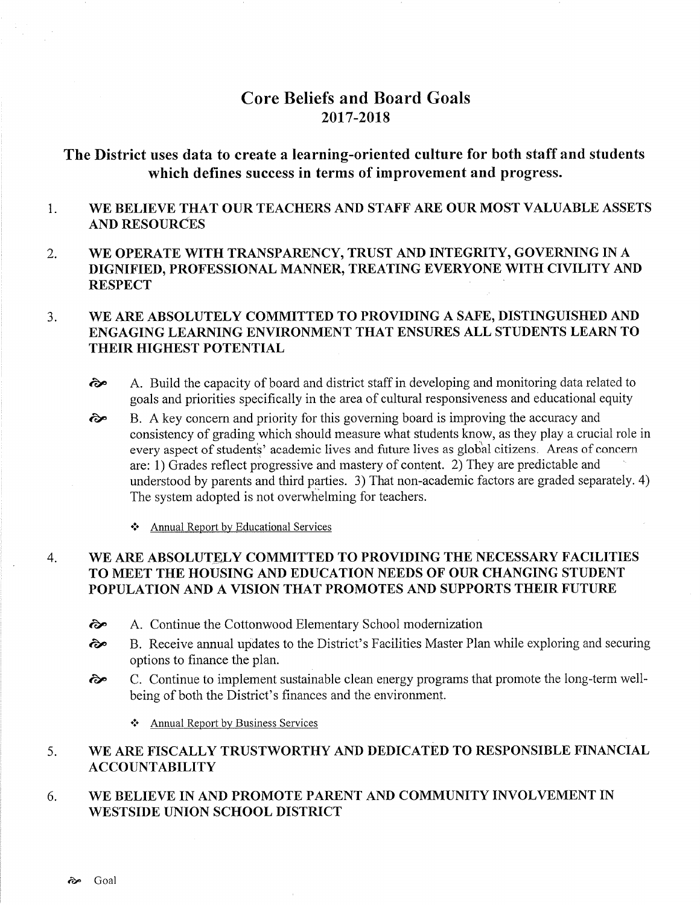# Core Beliefs and Board Goals
# 2017-2018

## The District uses data to create a learning-oriented culture for both staff and students which defines success in terms of improvement and progress.

1. **WE BELIEVE THAT OUR TEACHERS AND STAFF ARE OUR MOST VALUABLE ASSETS AND RESOURCES**

2. **WE OPERATE WITH TRANSPARENCY, TRUST AND INTEGRITY, GOVERNING IN A DIGNIFIED, PROFESSIONAL MANNER, TREATING EVERYONE WITH CIVILITY AND RESPECT**

3. **WE ARE ABSOLUTELY COMMITTED TO PROVIDING A SAFE, DISTINGUISHED AND ENGAGING LEARNING ENVIRONMENT THAT ENSURES ALL STUDENTS LEARN TO THEIR HIGHEST POTENTIAL**

   - A. Build the capacity of board and district staff in developing and monitoring data related to goals and priorities specifically in the area of cultural responsiveness and educational equity
   - B. A key concern and priority for this governing board is improving the accuracy and consistency of grading which should measure what students know, as they play a crucial role in every aspect of students' academic lives and future lives as global citizens. Areas of concern are: 1) Grades reflect progressive and mastery of content. 2) They are predictable and understood by parents and third parties. 3) That non-academic factors are graded separately. 4) The system adopted is not overwhelming for teachers.

     - Annual Report by Educational Services

4. **WE ARE ABSOLUTELY COMMITTED TO PROVIDING THE NECESSARY FACILITIES TO MEET THE HOUSING AND EDUCATION NEEDS OF OUR CHANGING STUDENT POPULATION AND A VISION THAT PROMOTES AND SUPPORTS THEIR FUTURE**

   - A. Continue the Cottonwood Elementary School modernization
   - B. Receive annual updates to the District's Facilities Master Plan while exploring and securing options to finance the plan.
   - C. Continue to implement sustainable clean energy programs that promote the long-term well-being of both the District's finances and the environment.

     - Annual Report by Business Services

5. **WE ARE FISCALLY TRUSTWORTHY AND DEDICATED TO RESPONSIBLE FINANCIAL ACCOUNTABILITY**

6. **WE BELIEVE IN AND PROMOTE PARENT AND COMMUNITY INVOLVEMENT IN WESTSIDE UNION SCHOOL DISTRICT**

Goal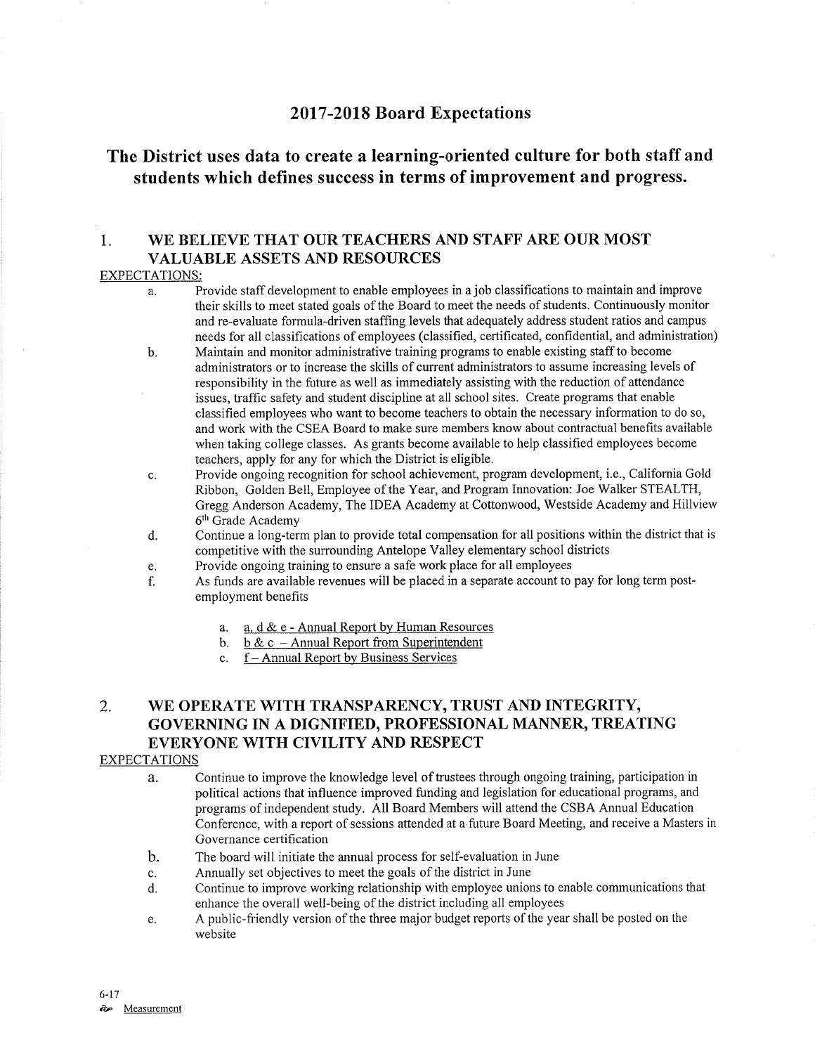## 2017-2018 Board Expectations

## The District uses data to create a learning-oriented culture for both staff and students which defines success in terms of improvement and progress.

### 1. WE BELIEVE THAT OUR TEACHERS AND STAFF ARE OUR MOST VALUABLE ASSETS AND RESOURCES

EXPECTATIONS:

a. Provide staff development to enable employees in a job classifications to maintain and improve their skills to meet stated goals of the Board to meet the needs of students. Continuously monitor and re-evaluate formula-driven staffing levels that adequately address student ratios and campus needs for all classifications of employees (classified, certificated, confidential, and administration)

b. Maintain and monitor administrative training programs to enable existing staff to become administrators or to increase the skills of current administrators to assume increasing levels of responsibility in the future as well as immediately assisting with the reduction of attendance issues, traffic safety and student discipline at all school sites. Create programs that enable classified employees who want to become teachers to obtain the necessary information to do so, and work with the CSEA Board to make sure members know about contractual benefits available when taking college classes. As grants become available to help classified employees become teachers, apply for any for which the District is eligible.

c. Provide ongoing recognition for school achievement, program development, i.e., California Gold Ribbon, Golden Bell, Employee of the Year, and Program Innovation: Joe Walker STEALTH, Gregg Anderson Academy, The IDEA Academy at Cottonwood, Westside Academy and Hillview 6th Grade Academy

d. Continue a long-term plan to provide total compensation for all positions within the district that is competitive with the surrounding Antelope Valley elementary school districts

e. Provide ongoing training to ensure a safe work place for all employees

f. As funds are available revenues will be placed in a separate account to pay for long term post-employment benefits

   a. a, d & e - Annual Report by Human Resources
   b. b & c – Annual Report from Superintendent
   c. f – Annual Report by Business Services

### 2. WE OPERATE WITH TRANSPARENCY, TRUST AND INTEGRITY, GOVERNING IN A DIGNIFIED, PROFESSIONAL MANNER, TREATING EVERYONE WITH CIVILITY AND RESPECT

EXPECTATIONS

a. Continue to improve the knowledge level of trustees through ongoing training, participation in political actions that influence improved funding and legislation for educational programs, and programs of independent study. All Board Members will attend the CSBA Annual Education Conference, with a report of sessions attended at a future Board Meeting, and receive a Masters in Governance certification

b. The board will initiate the annual process for self-evaluation in June

c. Annually set objectives to meet the goals of the district in June

d. Continue to improve working relationship with employee unions to enable communications that enhance the overall well-being of the district including all employees

e. A public-friendly version of the three major budget reports of the year shall be posted on the website

6-17

Measurement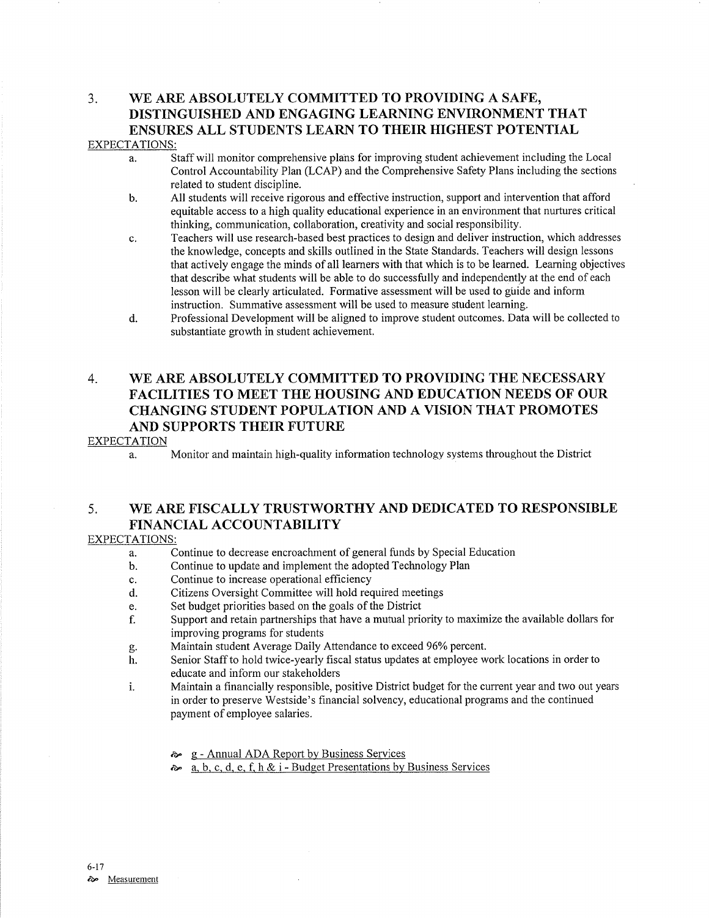## 3. WE ARE ABSOLUTELY COMMITTED TO PROVIDING A SAFE, DISTINGUISHED AND ENGAGING LEARNING ENVIRONMENT THAT ENSURES ALL STUDENTS LEARN TO THEIR HIGHEST POTENTIAL

EXPECTATIONS:

a. Staff will monitor comprehensive plans for improving student achievement including the Local Control Accountability Plan (LCAP) and the Comprehensive Safety Plans including the sections related to student discipline.

b. All students will receive rigorous and effective instruction, support and intervention that afford equitable access to a high quality educational experience in an environment that nurtures critical thinking, communication, collaboration, creativity and social responsibility.

c. Teachers will use research-based best practices to design and deliver instruction, which addresses the knowledge, concepts and skills outlined in the State Standards. Teachers will design lessons that actively engage the minds of all learners with that which is to be learned. Learning objectives that describe what students will be able to do successfully and independently at the end of each lesson will be clearly articulated. Formative assessment will be used to guide and inform instruction. Summative assessment will be used to measure student learning.

d. Professional Development will be aligned to improve student outcomes. Data will be collected to substantiate growth in student achievement.

## 4. WE ARE ABSOLUTELY COMMITTED TO PROVIDING THE NECESSARY FACILITIES TO MEET THE HOUSING AND EDUCATION NEEDS OF OUR CHANGING STUDENT POPULATION AND A VISION THAT PROMOTES AND SUPPORTS THEIR FUTURE

EXPECTATION

a. Monitor and maintain high-quality information technology systems throughout the District

## 5. WE ARE FISCALLY TRUSTWORTHY AND DEDICATED TO RESPONSIBLE FINANCIAL ACCOUNTABILITY

EXPECTATIONS:

a. Continue to decrease encroachment of general funds by Special Education

b. Continue to update and implement the adopted Technology Plan

c. Continue to increase operational efficiency

d. Citizens Oversight Committee will hold required meetings

e. Set budget priorities based on the goals of the District

f. Support and retain partnerships that have a mutual priority to maximize the available dollars for improving programs for students

g. Maintain student Average Daily Attendance to exceed 96% percent.

h. Senior Staff to hold twice-yearly fiscal status updates at employee work locations in order to educate and inform our stakeholders

i. Maintain a financially responsible, positive District budget for the current year and two out years in order to preserve Westside's financial solvency, educational programs and the continued payment of employee salaries.

- g - Annual ADA Report by Business Services
- a, b, c, d, e, f, h & i - Budget Presentations by Business Services

6-17

Measurement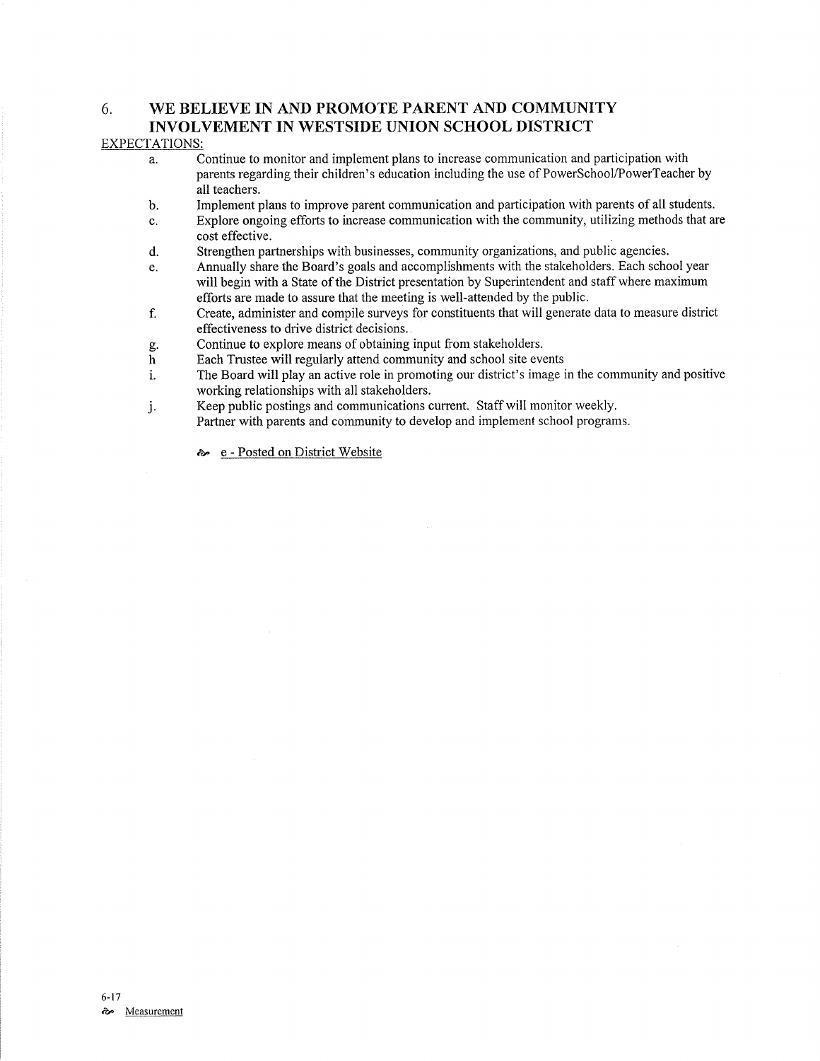## 6. WE BELIEVE IN AND PROMOTE PARENT AND COMMUNITY INVOLVEMENT IN WESTSIDE UNION SCHOOL DISTRICT

EXPECTATIONS:

a. Continue to monitor and implement plans to increase communication and participation with parents regarding their children's education including the use of PowerSchool/PowerTeacher by all teachers.

b. Implement plans to improve parent communication and participation with parents of all students.

c. Explore ongoing efforts to increase communication with the community, utilizing methods that are cost effective.

d. Strengthen partnerships with businesses, community organizations, and public agencies.

e. Annually share the Board's goals and accomplishments with the stakeholders. Each school year will begin with a State of the District presentation by Superintendent and staff where maximum efforts are made to assure that the meeting is well-attended by the public.

f. Create, administer and compile surveys for constituents that will generate data to measure district effectiveness to drive district decisions.

g. Continue to explore means of obtaining input from stakeholders.

h Each Trustee will regularly attend community and school site events

i. The Board will play an active role in promoting our district's image in the community and positive working relationships with all stakeholders.

j. Keep public postings and communications current. Staff will monitor weekly.
Partner with parents and community to develop and implement school programs.

- e - Posted on District Website

6-17

- Measurement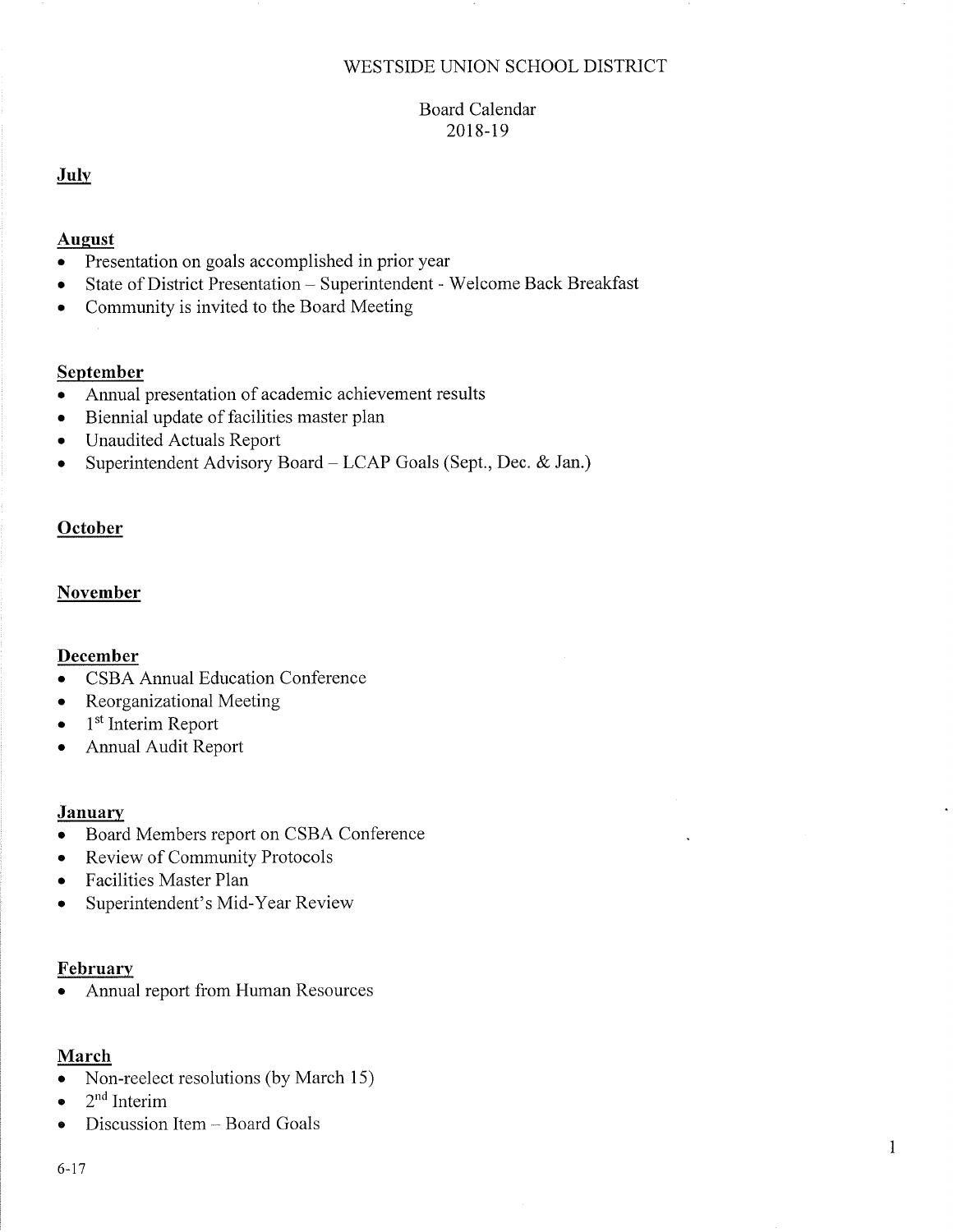# WESTSIDE UNION SCHOOL DISTRICT

## Board Calendar
## 2018-19

**July**

**August**

- Presentation on goals accomplished in prior year
- State of District Presentation – Superintendent - Welcome Back Breakfast
- Community is invited to the Board Meeting

**September**

- Annual presentation of academic achievement results
- Biennial update of facilities master plan
- Unaudited Actuals Report
- Superintendent Advisory Board – LCAP Goals (Sept., Dec. & Jan.)

**October**

**November**

**December**

- CSBA Annual Education Conference
- Reorganizational Meeting
- 1st Interim Report
- Annual Audit Report

**January**

- Board Members report on CSBA Conference
- Review of Community Protocols
- Facilities Master Plan
- Superintendent's Mid-Year Review

**February**

- Annual report from Human Resources

**March**

- Non-reelect resolutions (by March 15)
- 2nd Interim
- Discussion Item – Board Goals

6-17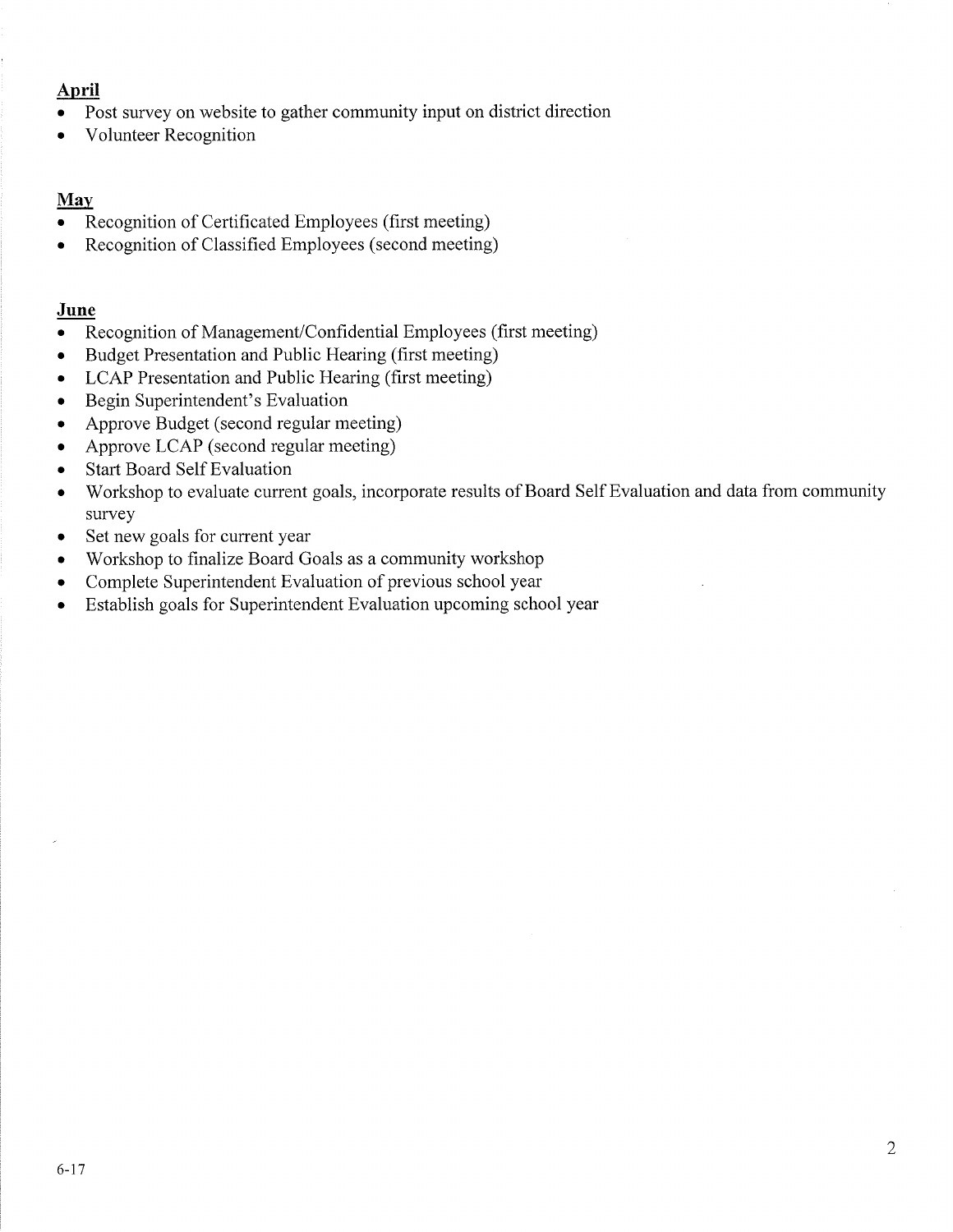**April**

- Post survey on website to gather community input on district direction
- Volunteer Recognition

**May**

- Recognition of Certificated Employees (first meeting)
- Recognition of Classified Employees (second meeting)

**June**

- Recognition of Management/Confidential Employees (first meeting)
- Budget Presentation and Public Hearing (first meeting)
- LCAP Presentation and Public Hearing (first meeting)
- Begin Superintendent's Evaluation
- Approve Budget (second regular meeting)
- Approve LCAP (second regular meeting)
- Start Board Self Evaluation
- Workshop to evaluate current goals, incorporate results of Board Self Evaluation and data from community survey
- Set new goals for current year
- Workshop to finalize Board Goals as a community workshop
- Complete Superintendent Evaluation of previous school year
- Establish goals for Superintendent Evaluation upcoming school year

6-17